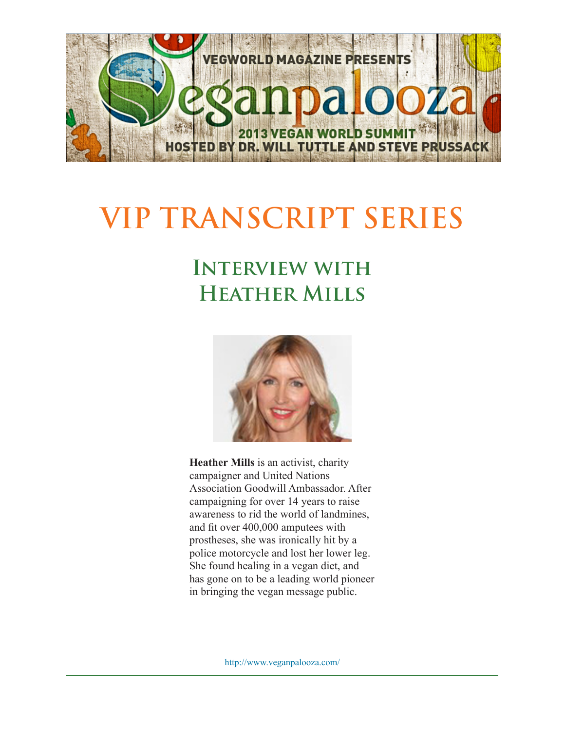VEGWORLD MAGAZINE PRESENTS

Veganpalooza

2013 VEGAN WORLD SUMMIT

HOSTED BY DR. WILL TUTTLE AND STEVE PRUSSACK

# VIP TRANSCRIPT SERIES

## Interview with Heather Mills

**Heather Mills** is an activist, charity campaigner and United Nations Association Goodwill Ambassador. After campaigning for over 14 years to raise awareness to rid the world of landmines, and fit over 400,000 amputees with prostheses, she was ironically hit by a police motorcycle and lost her lower leg. She found healing in a vegan diet, and has gone on to be a leading world pioneer in bringing the vegan message public.

http://www.veganpalooza.com/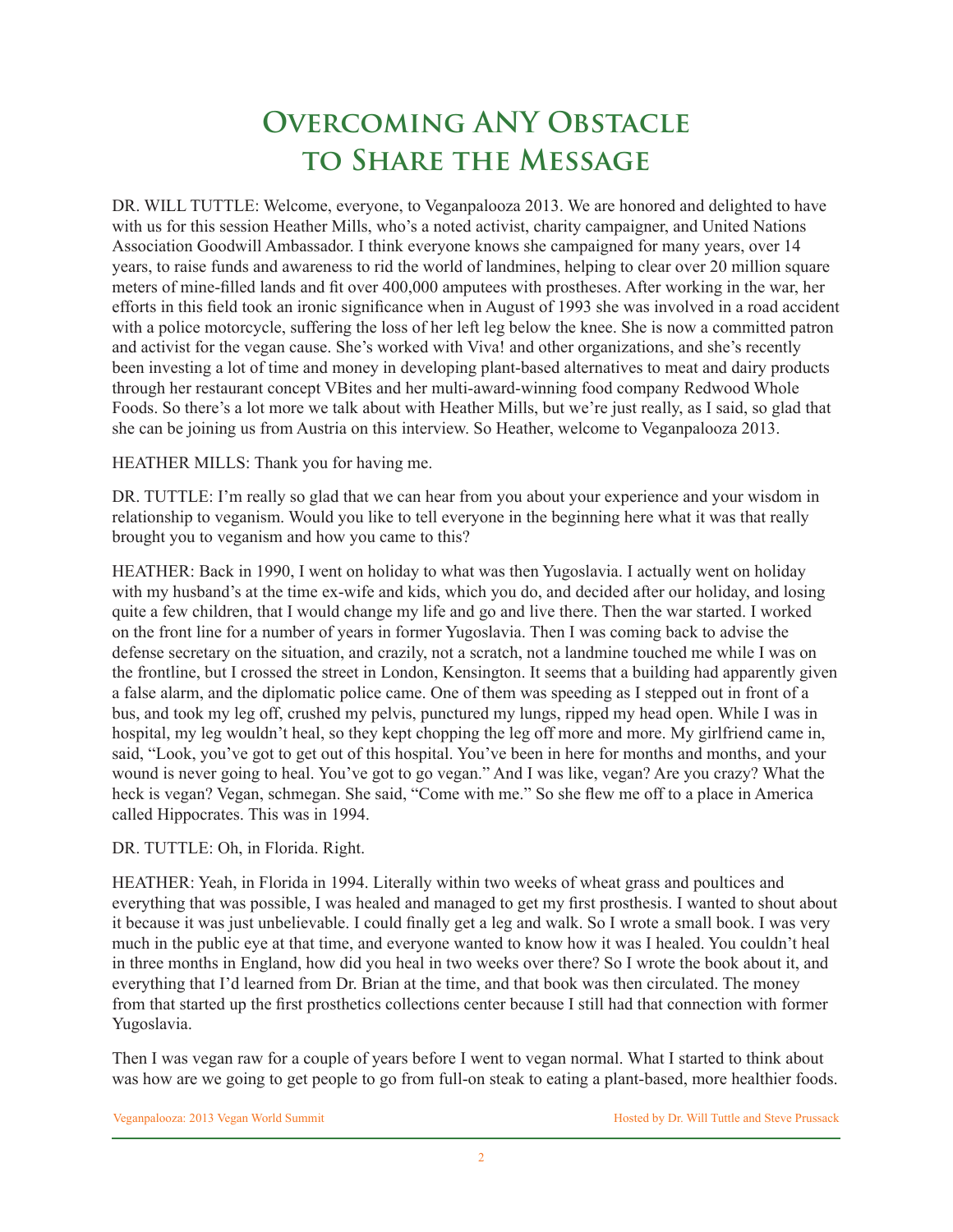# Overcoming ANY Obstacle to Share the Message

DR. WILL TUTTLE: Welcome, everyone, to Veganpalooza 2013. We are honored and delighted to have with us for this session Heather Mills, who's a noted activist, charity campaigner, and United Nations Association Goodwill Ambassador. I think everyone knows she campaigned for many years, over 14 years, to raise funds and awareness to rid the world of landmines, helping to clear over 20 million square meters of mine-filled lands and fit over 400,000 amputees with prostheses. After working in the war, her efforts in this field took an ironic significance when in August of 1993 she was involved in a road accident with a police motorcycle, suffering the loss of her left leg below the knee. She is now a committed patron and activist for the vegan cause. She's worked with Viva! and other organizations, and she's recently been investing a lot of time and money in developing plant-based alternatives to meat and dairy products through her restaurant concept VBites and her multi-award-winning food company Redwood Whole Foods. So there's a lot more we talk about with Heather Mills, but we're just really, as I said, so glad that she can be joining us from Austria on this interview. So Heather, welcome to Veganpalooza 2013.

HEATHER MILLS: Thank you for having me.

DR. TUTTLE: I'm really so glad that we can hear from you about your experience and your wisdom in relationship to veganism. Would you like to tell everyone in the beginning here what it was that really brought you to veganism and how you came to this?

HEATHER: Back in 1990, I went on holiday to what was then Yugoslavia. I actually went on holiday with my husband's at the time ex-wife and kids, which you do, and decided after our holiday, and losing quite a few children, that I would change my life and go and live there. Then the war started. I worked on the front line for a number of years in former Yugoslavia. Then I was coming back to advise the defense secretary on the situation, and crazily, not a scratch, not a landmine touched me while I was on the frontline, but I crossed the street in London, Kensington. It seems that a building had apparently given a false alarm, and the diplomatic police came. One of them was speeding as I stepped out in front of a bus, and took my leg off, crushed my pelvis, punctured my lungs, ripped my head open. While I was in hospital, my leg wouldn't heal, so they kept chopping the leg off more and more. My girlfriend came in, said, "Look, you've got to get out of this hospital. You've been in here for months and months, and your wound is never going to heal. You've got to go vegan." And I was like, vegan? Are you crazy? What the heck is vegan? Vegan, schmegan. She said, "Come with me." So she flew me off to a place in America called Hippocrates. This was in 1994.

DR. TUTTLE: Oh, in Florida. Right.

HEATHER: Yeah, in Florida in 1994. Literally within two weeks of wheat grass and poultices and everything that was possible, I was healed and managed to get my first prosthesis. I wanted to shout about it because it was just unbelievable. I could finally get a leg and walk. So I wrote a small book. I was very much in the public eye at that time, and everyone wanted to know how it was I healed. You couldn't heal in three months in England, how did you heal in two weeks over there? So I wrote the book about it, and everything that I'd learned from Dr. Brian at the time, and that book was then circulated. The money from that started up the first prosthetics collections center because I still had that connection with former Yugoslavia.

Then I was vegan raw for a couple of years before I went to vegan normal. What I started to think about was how are we going to get people to go from full-on steak to eating a plant-based, more healthier foods.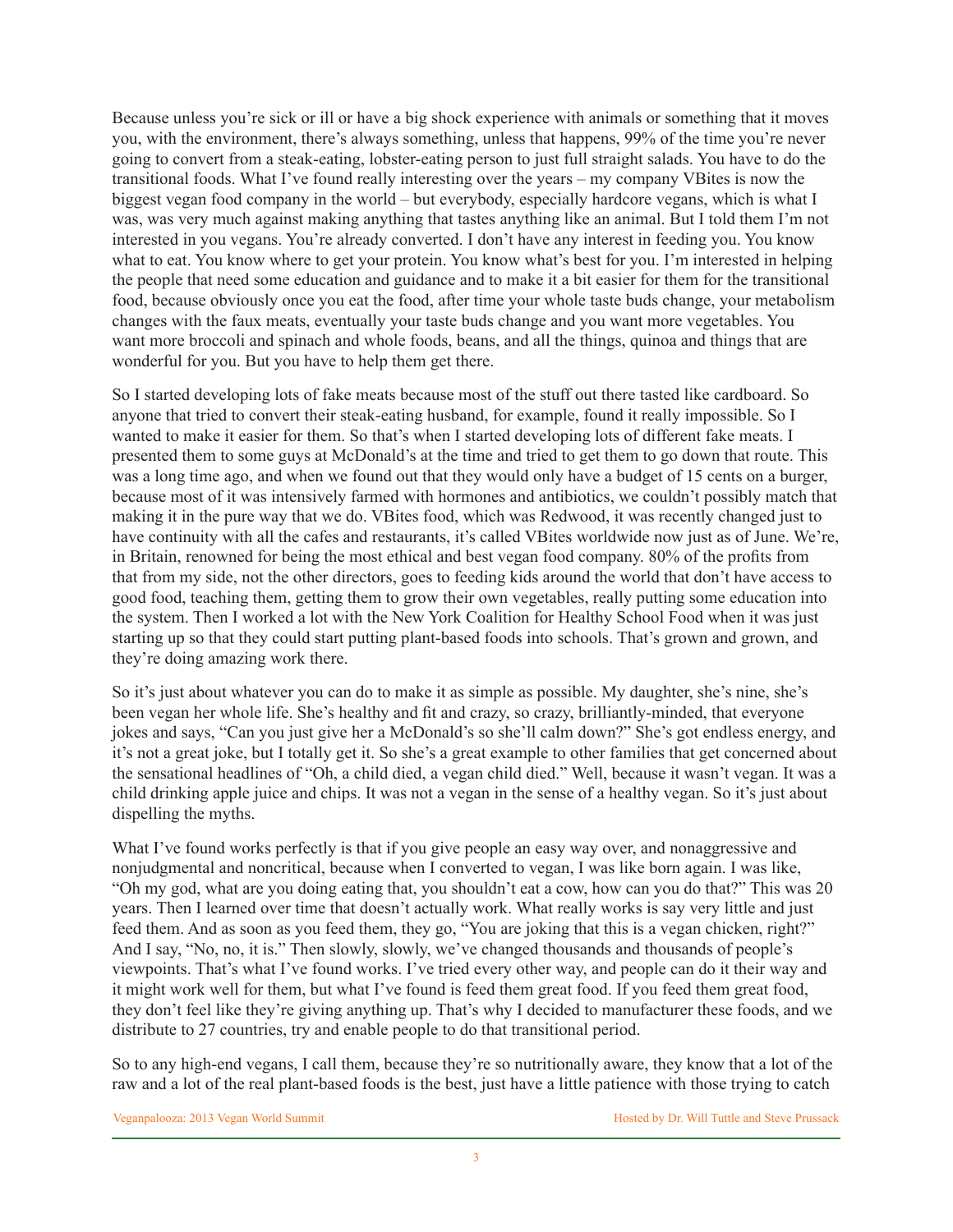Because unless you're sick or ill or have a big shock experience with animals or something that it moves you, with the environment, there's always something, unless that happens, 99% of the time you're never going to convert from a steak-eating, lobster-eating person to just full straight salads. You have to do the transitional foods. What I've found really interesting over the years – my company VBites is now the biggest vegan food company in the world – but everybody, especially hardcore vegans, which is what I was, was very much against making anything that tastes anything like an animal. But I told them I'm not interested in you vegans. You're already converted. I don't have any interest in feeding you. You know what to eat. You know where to get your protein. You know what's best for you. I'm interested in helping the people that need some education and guidance and to make it a bit easier for them for the transitional food, because obviously once you eat the food, after time your whole taste buds change, your metabolism changes with the faux meats, eventually your taste buds change and you want more vegetables. You want more broccoli and spinach and whole foods, beans, and all the things, quinoa and things that are wonderful for you. But you have to help them get there.

So I started developing lots of fake meats because most of the stuff out there tasted like cardboard. So anyone that tried to convert their steak-eating husband, for example, found it really impossible. So I wanted to make it easier for them. So that's when I started developing lots of different fake meats. I presented them to some guys at McDonald's at the time and tried to get them to go down that route. This was a long time ago, and when we found out that they would only have a budget of 15 cents on a burger, because most of it was intensively farmed with hormones and antibiotics, we couldn't possibly match that making it in the pure way that we do. VBites food, which was Redwood, it was recently changed just to have continuity with all the cafes and restaurants, it's called VBites worldwide now just as of June. We're, in Britain, renowned for being the most ethical and best vegan food company. 80% of the profits from that from my side, not the other directors, goes to feeding kids around the world that don't have access to good food, teaching them, getting them to grow their own vegetables, really putting some education into the system. Then I worked a lot with the New York Coalition for Healthy School Food when it was just starting up so that they could start putting plant-based foods into schools. That's grown and grown, and they're doing amazing work there.

So it's just about whatever you can do to make it as simple as possible. My daughter, she's nine, she's been vegan her whole life. She's healthy and fit and crazy, so crazy, brilliantly-minded, that everyone jokes and says, "Can you just give her a McDonald's so she'll calm down?" She's got endless energy, and it's not a great joke, but I totally get it. So she's a great example to other families that get concerned about the sensational headlines of "Oh, a child died, a vegan child died." Well, because it wasn't vegan. It was a child drinking apple juice and chips. It was not a vegan in the sense of a healthy vegan. So it's just about dispelling the myths.

What I've found works perfectly is that if you give people an easy way over, and nonaggressive and nonjudgmental and noncritical, because when I converted to vegan, I was like born again. I was like, "Oh my god, what are you doing eating that, you shouldn't eat a cow, how can you do that?" This was 20 years. Then I learned over time that doesn't actually work. What really works is say very little and just feed them. And as soon as you feed them, they go, "You are joking that this is a vegan chicken, right?" And I say, "No, no, it is." Then slowly, slowly, we've changed thousands and thousands of people's viewpoints. That's what I've found works. I've tried every other way, and people can do it their way and it might work well for them, but what I've found is feed them great food. If you feed them great food, they don't feel like they're giving anything up. That's why I decided to manufacturer these foods, and we distribute to 27 countries, try and enable people to do that transitional period.

So to any high-end vegans, I call them, because they're so nutritionally aware, they know that a lot of the raw and a lot of the real plant-based foods is the best, just have a little patience with those trying to catch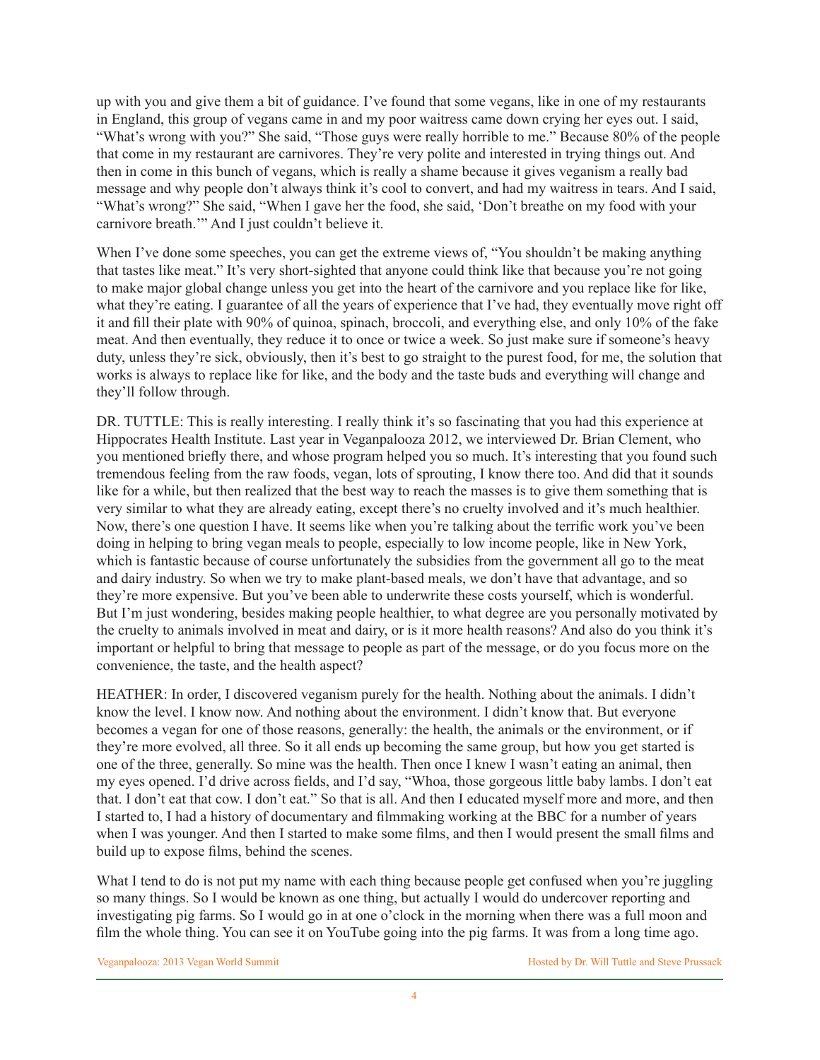up with you and give them a bit of guidance. I've found that some vegans, like in one of my restaurants in England, this group of vegans came in and my poor waitress came down crying her eyes out. I said, "What's wrong with you?" She said, "Those guys were really horrible to me." Because 80% of the people that come in my restaurant are carnivores. They're very polite and interested in trying things out. And then in come in this bunch of vegans, which is really a shame because it gives veganism a really bad message and why people don't always think it's cool to convert, and had my waitress in tears. And I said, "What's wrong?" She said, "When I gave her the food, she said, 'Don't breathe on my food with your carnivore breath.'" And I just couldn't believe it.

When I've done some speeches, you can get the extreme views of, "You shouldn't be making anything that tastes like meat." It's very short-sighted that anyone could think like that because you're not going to make major global change unless you get into the heart of the carnivore and you replace like for like, what they're eating. I guarantee of all the years of experience that I've had, they eventually move right off it and fill their plate with 90% of quinoa, spinach, broccoli, and everything else, and only 10% of the fake meat. And then eventually, they reduce it to once or twice a week. So just make sure if someone's heavy duty, unless they're sick, obviously, then it's best to go straight to the purest food, for me, the solution that works is always to replace like for like, and the body and the taste buds and everything will change and they'll follow through.

DR. TUTTLE: This is really interesting. I really think it's so fascinating that you had this experience at Hippocrates Health Institute. Last year in Veganpalooza 2012, we interviewed Dr. Brian Clement, who you mentioned briefly there, and whose program helped you so much. It's interesting that you found such tremendous feeling from the raw foods, vegan, lots of sprouting, I know there too. And did that it sounds like for a while, but then realized that the best way to reach the masses is to give them something that is very similar to what they are already eating, except there's no cruelty involved and it's much healthier. Now, there's one question I have. It seems like when you're talking about the terrific work you've been doing in helping to bring vegan meals to people, especially to low income people, like in New York, which is fantastic because of course unfortunately the subsidies from the government all go to the meat and dairy industry. So when we try to make plant-based meals, we don't have that advantage, and so they're more expensive. But you've been able to underwrite these costs yourself, which is wonderful. But I'm just wondering, besides making people healthier, to what degree are you personally motivated by the cruelty to animals involved in meat and dairy, or is it more health reasons? And also do you think it's important or helpful to bring that message to people as part of the message, or do you focus more on the convenience, the taste, and the health aspect?

HEATHER: In order, I discovered veganism purely for the health. Nothing about the animals. I didn't know the level. I know now. And nothing about the environment. I didn't know that. But everyone becomes a vegan for one of those reasons, generally: the health, the animals or the environment, or if they're more evolved, all three. So it all ends up becoming the same group, but how you get started is one of the three, generally. So mine was the health. Then once I knew I wasn't eating an animal, then my eyes opened. I'd drive across fields, and I'd say, "Whoa, those gorgeous little baby lambs. I don't eat that. I don't eat that cow. I don't eat." So that is all. And then I educated myself more and more, and then I started to, I had a history of documentary and filmmaking working at the BBC for a number of years when I was younger. And then I started to make some films, and then I would present the small films and build up to expose films, behind the scenes.

What I tend to do is not put my name with each thing because people get confused when you're juggling so many things. So I would be known as one thing, but actually I would do undercover reporting and investigating pig farms. So I would go in at one o'clock in the morning when there was a full moon and film the whole thing. You can see it on YouTube going into the pig farms. It was from a long time ago.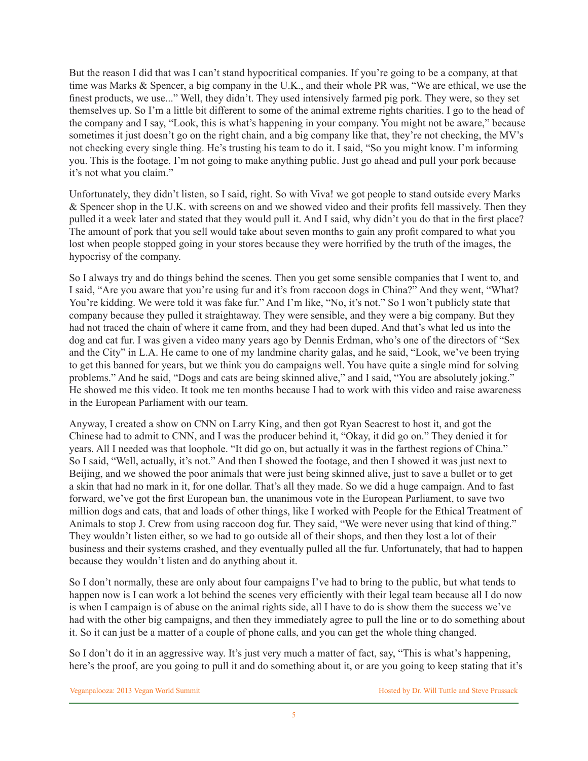But the reason I did that was I can't stand hypocritical companies. If you're going to be a company, at that time was Marks & Spencer, a big company in the U.K., and their whole PR was, "We are ethical, we use the finest products, we use..." Well, they didn't. They used intensively farmed pig pork. They were, so they set themselves up. So I'm a little bit different to some of the animal extreme rights charities. I go to the head of the company and I say, "Look, this is what's happening in your company. You might not be aware," because sometimes it just doesn't go on the right chain, and a big company like that, they're not checking, the MV's not checking every single thing. He's trusting his team to do it. I said, "So you might know. I'm informing you. This is the footage. I'm not going to make anything public. Just go ahead and pull your pork because it's not what you claim."

Unfortunately, they didn't listen, so I said, right. So with Viva! we got people to stand outside every Marks & Spencer shop in the U.K. with screens on and we showed video and their profits fell massively. Then they pulled it a week later and stated that they would pull it. And I said, why didn't you do that in the first place? The amount of pork that you sell would take about seven months to gain any profit compared to what you lost when people stopped going in your stores because they were horrified by the truth of the images, the hypocrisy of the company.

So I always try and do things behind the scenes. Then you get some sensible companies that I went to, and I said, "Are you aware that you're using fur and it's from raccoon dogs in China?" And they went, "What? You're kidding. We were told it was fake fur." And I'm like, "No, it's not." So I won't publicly state that company because they pulled it straightaway. They were sensible, and they were a big company. But they had not traced the chain of where it came from, and they had been duped. And that's what led us into the dog and cat fur. I was given a video many years ago by Dennis Erdman, who's one of the directors of "Sex and the City" in L.A. He came to one of my landmine charity galas, and he said, "Look, we've been trying to get this banned for years, but we think you do campaigns well. You have quite a single mind for solving problems." And he said, "Dogs and cats are being skinned alive," and I said, "You are absolutely joking." He showed me this video. It took me ten months because I had to work with this video and raise awareness in the European Parliament with our team.

Anyway, I created a show on CNN on Larry King, and then got Ryan Seacrest to host it, and got the Chinese had to admit to CNN, and I was the producer behind it, "Okay, it did go on." They denied it for years. All I needed was that loophole. "It did go on, but actually it was in the farthest regions of China." So I said, "Well, actually, it's not." And then I showed the footage, and then I showed it was just next to Beijing, and we showed the poor animals that were just being skinned alive, just to save a bullet or to get a skin that had no mark in it, for one dollar. That's all they made. So we did a huge campaign. And to fast forward, we've got the first European ban, the unanimous vote in the European Parliament, to save two million dogs and cats, that and loads of other things, like I worked with People for the Ethical Treatment of Animals to stop J. Crew from using raccoon dog fur. They said, "We were never using that kind of thing." They wouldn't listen either, so we had to go outside all of their shops, and then they lost a lot of their business and their systems crashed, and they eventually pulled all the fur. Unfortunately, that had to happen because they wouldn't listen and do anything about it.

So I don't normally, these are only about four campaigns I've had to bring to the public, but what tends to happen now is I can work a lot behind the scenes very efficiently with their legal team because all I do now is when I campaign is of abuse on the animal rights side, all I have to do is show them the success we've had with the other big campaigns, and then they immediately agree to pull the line or to do something about it. So it can just be a matter of a couple of phone calls, and you can get the whole thing changed.

So I don't do it in an aggressive way. It's just very much a matter of fact, say, "This is what's happening, here's the proof, are you going to pull it and do something about it, or are you going to keep stating that it's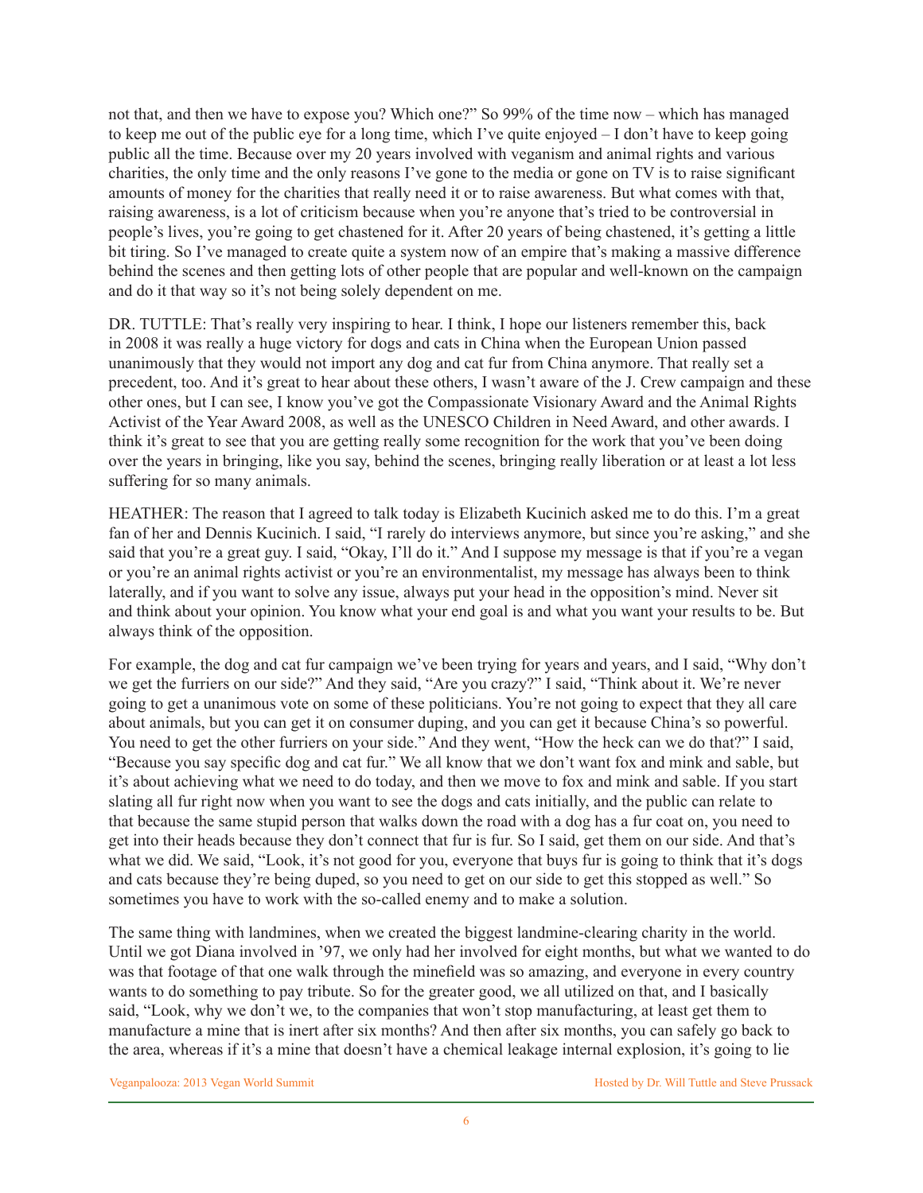not that, and then we have to expose you? Which one?" So 99% of the time now – which has managed to keep me out of the public eye for a long time, which I've quite enjoyed – I don't have to keep going public all the time. Because over my 20 years involved with veganism and animal rights and various charities, the only time and the only reasons I've gone to the media or gone on TV is to raise significant amounts of money for the charities that really need it or to raise awareness. But what comes with that, raising awareness, is a lot of criticism because when you're anyone that's tried to be controversial in people's lives, you're going to get chastened for it. After 20 years of being chastened, it's getting a little bit tiring. So I've managed to create quite a system now of an empire that's making a massive difference behind the scenes and then getting lots of other people that are popular and well-known on the campaign and do it that way so it's not being solely dependent on me.

DR. TUTTLE: That's really very inspiring to hear. I think, I hope our listeners remember this, back in 2008 it was really a huge victory for dogs and cats in China when the European Union passed unanimously that they would not import any dog and cat fur from China anymore. That really set a precedent, too. And it's great to hear about these others, I wasn't aware of the J. Crew campaign and these other ones, but I can see, I know you've got the Compassionate Visionary Award and the Animal Rights Activist of the Year Award 2008, as well as the UNESCO Children in Need Award, and other awards. I think it's great to see that you are getting really some recognition for the work that you've been doing over the years in bringing, like you say, behind the scenes, bringing really liberation or at least a lot less suffering for so many animals.

HEATHER: The reason that I agreed to talk today is Elizabeth Kucinich asked me to do this. I'm a great fan of her and Dennis Kucinich. I said, "I rarely do interviews anymore, but since you're asking," and she said that you're a great guy. I said, "Okay, I'll do it." And I suppose my message is that if you're a vegan or you're an animal rights activist or you're an environmentalist, my message has always been to think laterally, and if you want to solve any issue, always put your head in the opposition's mind. Never sit and think about your opinion. You know what your end goal is and what you want your results to be. But always think of the opposition.

For example, the dog and cat fur campaign we've been trying for years and years, and I said, "Why don't we get the furriers on our side?" And they said, "Are you crazy?" I said, "Think about it. We're never going to get a unanimous vote on some of these politicians. You're not going to expect that they all care about animals, but you can get it on consumer duping, and you can get it because China's so powerful. You need to get the other furriers on your side." And they went, "How the heck can we do that?" I said, "Because you say specific dog and cat fur." We all know that we don't want fox and mink and sable, but it's about achieving what we need to do today, and then we move to fox and mink and sable. If you start slating all fur right now when you want to see the dogs and cats initially, and the public can relate to that because the same stupid person that walks down the road with a dog has a fur coat on, you need to get into their heads because they don't connect that fur is fur. So I said, get them on our side. And that's what we did. We said, "Look, it's not good for you, everyone that buys fur is going to think that it's dogs and cats because they're being duped, so you need to get on our side to get this stopped as well." So sometimes you have to work with the so-called enemy and to make a solution.

The same thing with landmines, when we created the biggest landmine-clearing charity in the world. Until we got Diana involved in '97, we only had her involved for eight months, but what we wanted to do was that footage of that one walk through the minefield was so amazing, and everyone in every country wants to do something to pay tribute. So for the greater good, we all utilized on that, and I basically said, "Look, why we don't we, to the companies that won't stop manufacturing, at least get them to manufacture a mine that is inert after six months? And then after six months, you can safely go back to the area, whereas if it's a mine that doesn't have a chemical leakage internal explosion, it's going to lie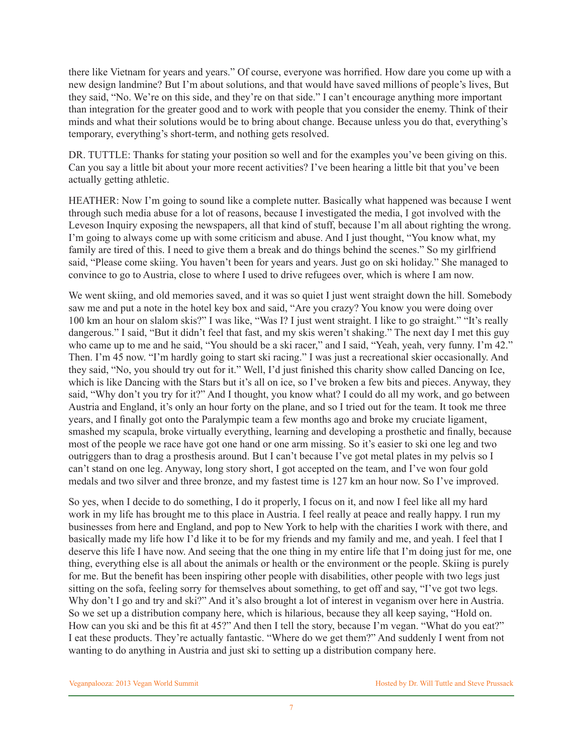there like Vietnam for years and years." Of course, everyone was horrified. How dare you come up with a new design landmine? But I'm about solutions, and that would have saved millions of people's lives, But they said, "No. We're on this side, and they're on that side." I can't encourage anything more important than integration for the greater good and to work with people that you consider the enemy. Think of their minds and what their solutions would be to bring about change. Because unless you do that, everything's temporary, everything's short-term, and nothing gets resolved.

DR. TUTTLE: Thanks for stating your position so well and for the examples you've been giving on this. Can you say a little bit about your more recent activities? I've been hearing a little bit that you've been actually getting athletic.

HEATHER: Now I'm going to sound like a complete nutter. Basically what happened was because I went through such media abuse for a lot of reasons, because I investigated the media, I got involved with the Leveson Inquiry exposing the newspapers, all that kind of stuff, because I'm all about righting the wrong. I'm going to always come up with some criticism and abuse. And I just thought, "You know what, my family are tired of this. I need to give them a break and do things behind the scenes." So my girlfriend said, "Please come skiing. You haven't been for years and years. Just go on ski holiday." She managed to convince to go to Austria, close to where I used to drive refugees over, which is where I am now.

We went skiing, and old memories saved, and it was so quiet I just went straight down the hill. Somebody saw me and put a note in the hotel key box and said, "Are you crazy? You know you were doing over 100 km an hour on slalom skis?" I was like, "Was I? I just went straight. I like to go straight." "It's really dangerous." I said, "But it didn't feel that fast, and my skis weren't shaking." The next day I met this guy who came up to me and he said, "You should be a ski racer," and I said, "Yeah, yeah, very funny. I'm 42." Then. I'm 45 now. "I'm hardly going to start ski racing." I was just a recreational skier occasionally. And they said, "No, you should try out for it." Well, I'd just finished this charity show called Dancing on Ice, which is like Dancing with the Stars but it's all on ice, so I've broken a few bits and pieces. Anyway, they said, "Why don't you try for it?" And I thought, you know what? I could do all my work, and go between Austria and England, it's only an hour forty on the plane, and so I tried out for the team. It took me three years, and I finally got onto the Paralympic team a few months ago and broke my cruciate ligament, smashed my scapula, broke virtually everything, learning and developing a prosthetic and finally, because most of the people we race have got one hand or one arm missing. So it's easier to ski one leg and two outriggers than to drag a prosthesis around. But I can't because I've got metal plates in my pelvis so I can't stand on one leg. Anyway, long story short, I got accepted on the team, and I've won four gold medals and two silver and three bronze, and my fastest time is 127 km an hour now. So I've improved.

So yes, when I decide to do something, I do it properly, I focus on it, and now I feel like all my hard work in my life has brought me to this place in Austria. I feel really at peace and really happy. I run my businesses from here and England, and pop to New York to help with the charities I work with there, and basically made my life how I'd like it to be for my friends and my family and me, and yeah. I feel that I deserve this life I have now. And seeing that the one thing in my entire life that I'm doing just for me, one thing, everything else is all about the animals or health or the environment or the people. Skiing is purely for me. But the benefit has been inspiring other people with disabilities, other people with two legs just sitting on the sofa, feeling sorry for themselves about something, to get off and say, "I've got two legs. Why don't I go and try and ski?" And it's also brought a lot of interest in veganism over here in Austria. So we set up a distribution company here, which is hilarious, because they all keep saying, "Hold on. How can you ski and be this fit at 45?" And then I tell the story, because I'm vegan. "What do you eat?" I eat these products. They're actually fantastic. "Where do we get them?" And suddenly I went from not wanting to do anything in Austria and just ski to setting up a distribution company here.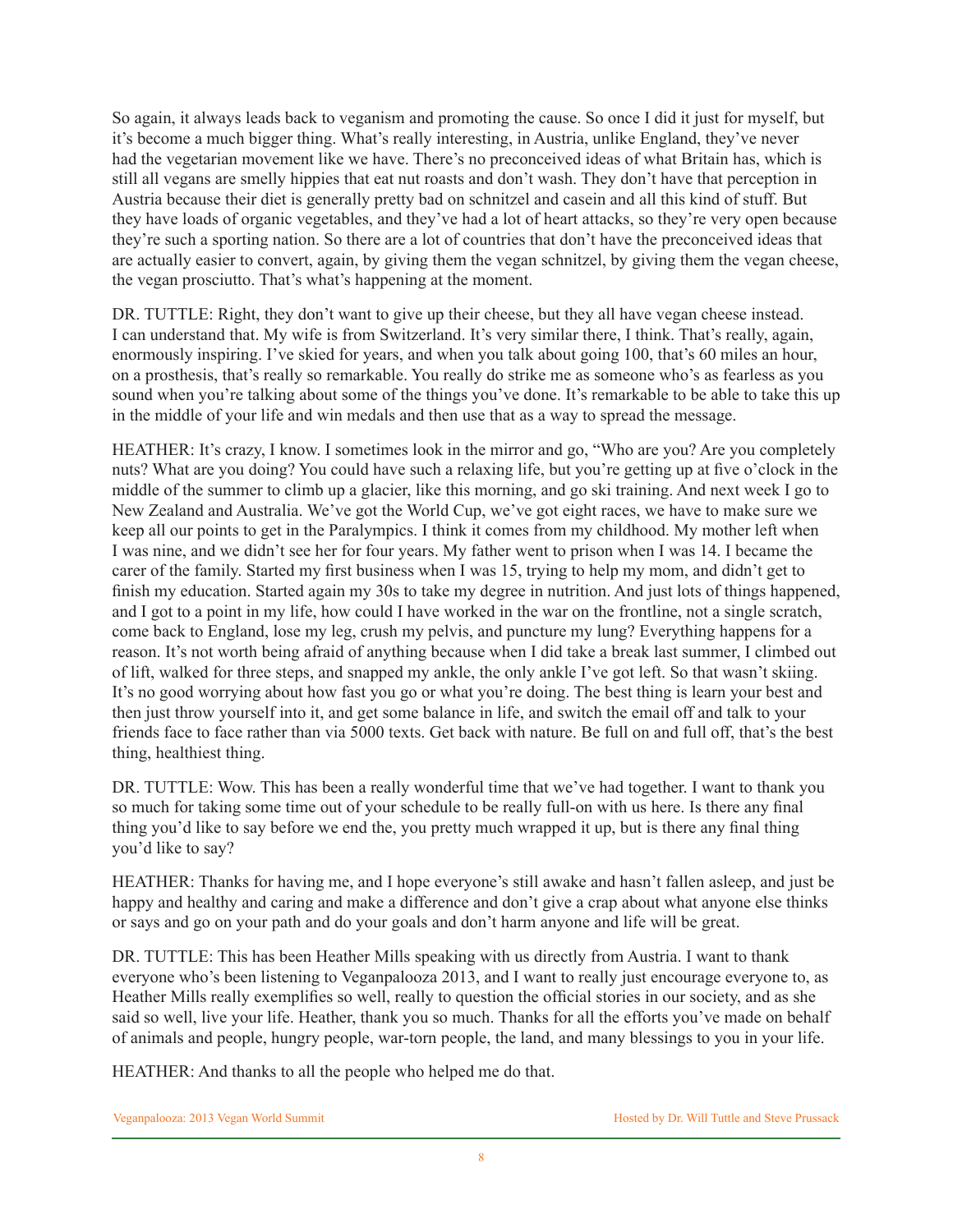So again, it always leads back to veganism and promoting the cause. So once I did it just for myself, but it's become a much bigger thing. What's really interesting, in Austria, unlike England, they've never had the vegetarian movement like we have. There's no preconceived ideas of what Britain has, which is still all vegans are smelly hippies that eat nut roasts and don't wash. They don't have that perception in Austria because their diet is generally pretty bad on schnitzel and casein and all this kind of stuff. But they have loads of organic vegetables, and they've had a lot of heart attacks, so they're very open because they're such a sporting nation. So there are a lot of countries that don't have the preconceived ideas that are actually easier to convert, again, by giving them the vegan schnitzel, by giving them the vegan cheese, the vegan prosciutto. That's what's happening at the moment.

DR. TUTTLE: Right, they don't want to give up their cheese, but they all have vegan cheese instead. I can understand that. My wife is from Switzerland. It's very similar there, I think. That's really, again, enormously inspiring. I've skied for years, and when you talk about going 100, that's 60 miles an hour, on a prosthesis, that's really so remarkable. You really do strike me as someone who's as fearless as you sound when you're talking about some of the things you've done. It's remarkable to be able to take this up in the middle of your life and win medals and then use that as a way to spread the message.

HEATHER: It's crazy, I know. I sometimes look in the mirror and go, "Who are you? Are you completely nuts? What are you doing? You could have such a relaxing life, but you're getting up at five o'clock in the middle of the summer to climb up a glacier, like this morning, and go ski training. And next week I go to New Zealand and Australia. We've got the World Cup, we've got eight races, we have to make sure we keep all our points to get in the Paralympics. I think it comes from my childhood. My mother left when I was nine, and we didn't see her for four years. My father went to prison when I was 14. I became the carer of the family. Started my first business when I was 15, trying to help my mom, and didn't get to finish my education. Started again my 30s to take my degree in nutrition. And just lots of things happened, and I got to a point in my life, how could I have worked in the war on the frontline, not a single scratch, come back to England, lose my leg, crush my pelvis, and puncture my lung? Everything happens for a reason. It's not worth being afraid of anything because when I did take a break last summer, I climbed out of lift, walked for three steps, and snapped my ankle, the only ankle I've got left. So that wasn't skiing. It's no good worrying about how fast you go or what you're doing. The best thing is learn your best and then just throw yourself into it, and get some balance in life, and switch the email off and talk to your friends face to face rather than via 5000 texts. Get back with nature. Be full on and full off, that's the best thing, healthiest thing.

DR. TUTTLE: Wow. This has been a really wonderful time that we've had together. I want to thank you so much for taking some time out of your schedule to be really full-on with us here. Is there any final thing you'd like to say before we end the, you pretty much wrapped it up, but is there any final thing you'd like to say?

HEATHER: Thanks for having me, and I hope everyone's still awake and hasn't fallen asleep, and just be happy and healthy and caring and make a difference and don't give a crap about what anyone else thinks or says and go on your path and do your goals and don't harm anyone and life will be great.

DR. TUTTLE: This has been Heather Mills speaking with us directly from Austria. I want to thank everyone who's been listening to Veganpalooza 2013, and I want to really just encourage everyone to, as Heather Mills really exemplifies so well, really to question the official stories in our society, and as she said so well, live your life. Heather, thank you so much. Thanks for all the efforts you've made on behalf of animals and people, hungry people, war-torn people, the land, and many blessings to you in your life.

HEATHER: And thanks to all the people who helped me do that.